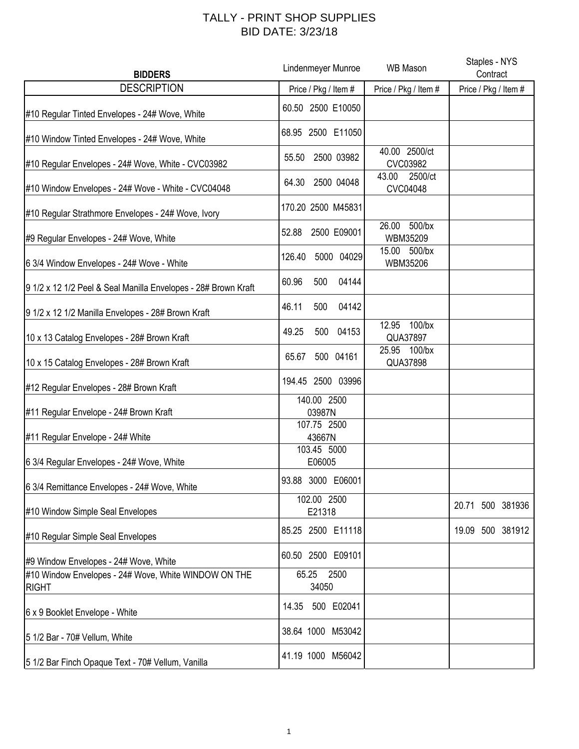# TALLY - PRINT SHOP SUPPLIES
## BID DATE: 3/23/18

| BIDDERS | Lindenmeyer Munroe | WB Mason | Staples - NYS Contract |
|---|---|---|---|
| DESCRIPTION | Price / Pkg / Item # | Price / Pkg / Item # | Price / Pkg / Item # |
| #10 Regular Tinted Envelopes - 24# Wove, White | 60.50 2500 E10050 | | |
| #10 Window Tinted Envelopes - 24# Wove, White | 68.95 2500 E11050 | | |
| #10 Regular Envelopes - 24# Wove, White - CVC03982 | 55.50 2500 03982 | 40.00 2500/ct CVC03982 | |
| #10 Window Envelopes - 24# Wove - White - CVC04048 | 64.30 2500 04048 | 43.00 2500/ct CVC04048 | |
| #10 Regular Strathmore Envelopes - 24# Wove, Ivory | 170.20 2500 M45831 | | |
| #9 Regular Envelopes - 24# Wove, White | 52.88 2500 E09001 | 26.00 500/bx WBM35209 | |
| 6 3/4 Window Envelopes - 24# Wove - White | 126.40 5000 04029 | 15.00 500/bx WBM35206 | |
| 9 1/2 x 12 1/2 Peel & Seal Manilla Envelopes - 28# Brown Kraft | 60.96 500 04144 | | |
| 9 1/2 x 12 1/2 Manilla Envelopes - 28# Brown Kraft | 46.11 500 04142 | | |
| 10 x 13 Catalog Envelopes - 28# Brown Kraft | 49.25 500 04153 | 12.95 100/bx QUA37897 | |
| 10 x 15 Catalog Envelopes - 28# Brown Kraft | 65.67 500 04161 | 25.95 100/bx QUA37898 | |
| #12 Regular Envelopes - 28# Brown Kraft | 194.45 2500 03996 | | |
| #11 Regular Envelope - 24# Brown Kraft | 140.00 2500 03987N | | |
| #11 Regular Envelope - 24# White | 107.75 2500 43667N | | |
| 6 3/4 Regular Envelopes - 24# Wove, White | 103.45 5000 E06005 | | |
| 6 3/4 Remittance Envelopes - 24# Wove, White | 93.88 3000 E06001 | | |
| #10 Window Simple Seal Envelopes | 102.00 2500 E21318 | | 20.71 500 381936 |
| #10 Regular Simple Seal Envelopes | 85.25 2500 E11118 | | 19.09 500 381912 |
| #9 Window Envelopes - 24# Wove, White | 60.50 2500 E09101 | | |
| #10 Window Envelopes - 24# Wove, White WINDOW ON THE RIGHT | 65.25 2500 34050 | | |
| 6 x 9 Booklet Envelope - White | 14.35 500 E02041 | | |
| 5 1/2 Bar - 70# Vellum, White | 38.64 1000 M53042 | | |
| 5 1/2 Bar Finch Opaque Text - 70# Vellum, Vanilla | 41.19 1000 M56042 | | |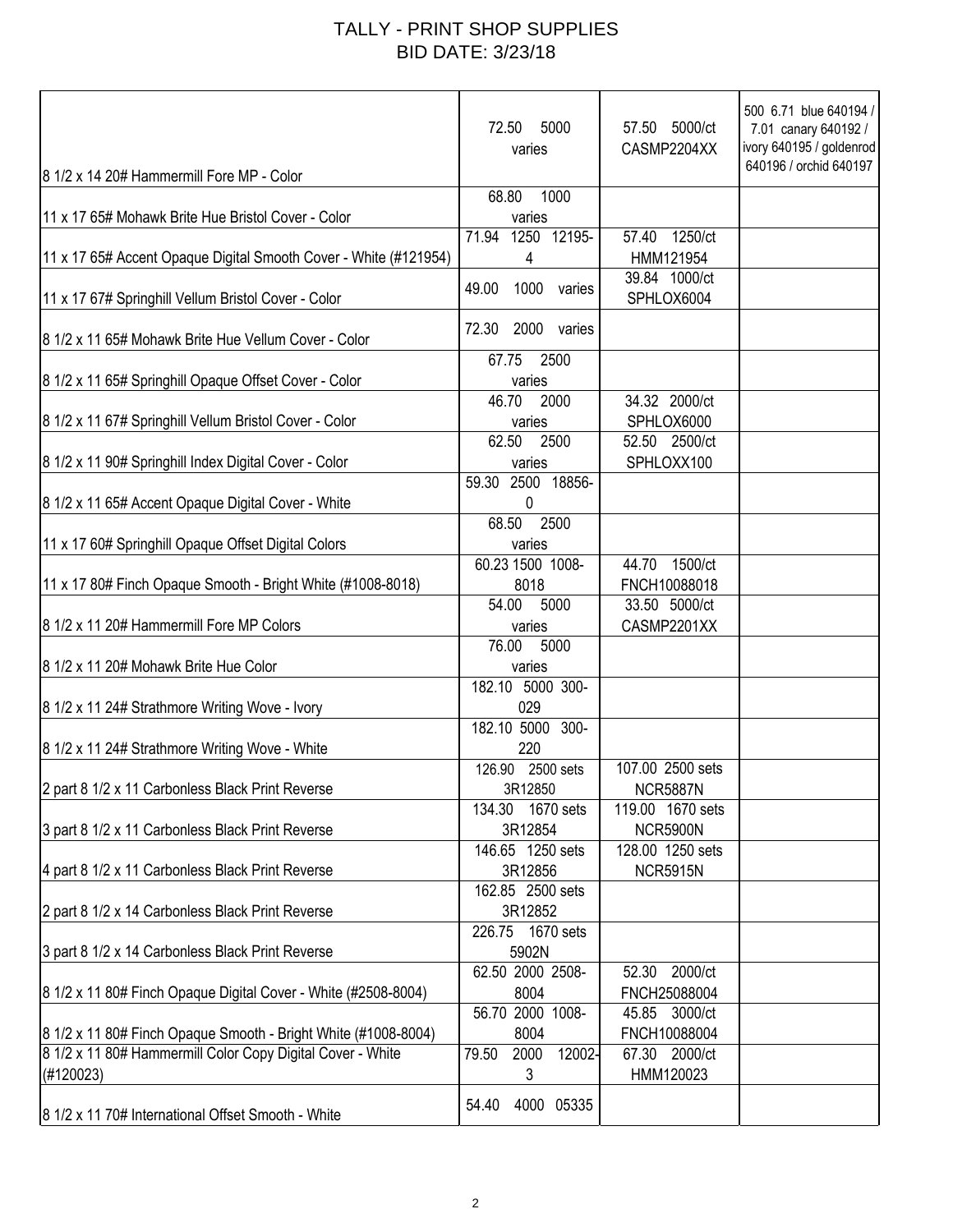# TALLY - PRINT SHOP SUPPLIES
# BID DATE: 3/23/18

| | | | |
|---|---|---|---|
| 8 1/2 x 14 20# Hammermill Fore MP - Color | 72.50 5000 varies | 57.50 5000/ct CASMP2204XX | 500 6.71 blue 640194 / 7.01 canary 640192 / ivory 640195 / goldenrod 640196 / orchid 640197 |
| 11 x 17 65# Mohawk Brite Hue Bristol Cover - Color | 68.80 1000 varies | | |
| 11 x 17 65# Accent Opaque Digital Smooth Cover - White (#121954) | 71.94 1250 12195-4 | 57.40 1250/ct HMM121954 | |
| 11 x 17 67# Springhill Vellum Bristol Cover - Color | 49.00 1000 varies | 39.84 1000/ct SPHLOX6004 | |
| 8 1/2 x 11 65# Mohawk Brite Hue Vellum Cover - Color | 72.30 2000 varies | | |
| 8 1/2 x 11 65# Springhill Opaque Offset Cover - Color | 67.75 2500 varies | | |
| 8 1/2 x 11 67# Springhill Vellum Bristol Cover - Color | 46.70 2000 varies | 34.32 2000/ct SPHLOX6000 | |
| 8 1/2 x 11 90# Springhill Index Digital Cover - Color | 62.50 2500 varies | 52.50 2500/ct SPHLOXX100 | |
| 8 1/2 x 11 65# Accent Opaque Digital Cover - White | 59.30 2500 18856-0 | | |
| 11 x 17 60# Springhill Opaque Offset Digital Colors | 68.50 2500 varies | | |
| 11 x 17 80# Finch Opaque Smooth - Bright White (#1008-8018) | 60.23 1500 1008-8018 | 44.70 1500/ct FNCH10088018 | |
| 8 1/2 x 11 20# Hammermill Fore MP Colors | 54.00 5000 varies | 33.50 5000/ct CASMP2201XX | |
| 8 1/2 x 11 20# Mohawk Brite Hue Color | 76.00 5000 varies | | |
| 8 1/2 x 11 24# Strathmore Writing Wove - Ivory | 182.10 5000 300-029 | | |
| 8 1/2 x 11 24# Strathmore Writing Wove - White | 182.10 5000 300-220 | | |
| 2 part 8 1/2 x 11 Carbonless Black Print Reverse | 126.90 2500 sets 3R12850 | 107.00 2500 sets NCR5887N | |
| 3 part 8 1/2 x 11 Carbonless Black Print Reverse | 134.30 1670 sets 3R12854 | 119.00 1670 sets NCR5900N | |
| 4 part 8 1/2 x 11 Carbonless Black Print Reverse | 146.65 1250 sets 3R12856 | 128.00 1250 sets NCR5915N | |
| 2 part 8 1/2 x 14 Carbonless Black Print Reverse | 162.85 2500 sets 3R12852 | | |
| 3 part 8 1/2 x 14 Carbonless Black Print Reverse | 226.75 1670 sets 5902N | | |
| 8 1/2 x 11 80# Finch Opaque Digital Cover - White (#2508-8004) | 62.50 2000 2508-8004 | 52.30 2000/ct FNCH25088004 | |
| 8 1/2 x 11 80# Finch Opaque Smooth - Bright White (#1008-8004) | 56.70 2000 1008-8004 | 45.85 3000/ct FNCH10088004 | |
| 8 1/2 x 11 80# Hammermill Color Copy Digital Cover - White (#120023) | 79.50 2000 12002-3 | 67.30 2000/ct HMM120023 | |
| 8 1/2 x 11 70# International Offset Smooth - White | 54.40 4000 05335 | | |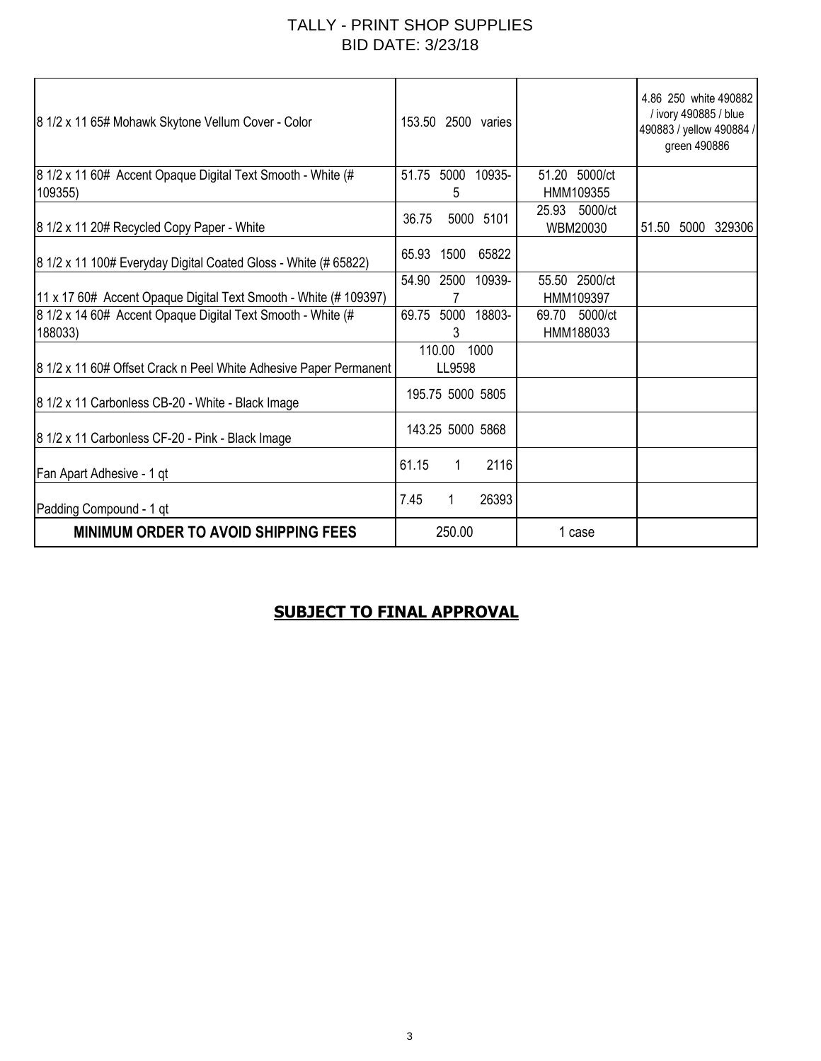# TALLY - PRINT SHOP SUPPLIES
## BID DATE: 3/23/18

| | | | |
|---|---|---|---|
| 8 1/2 x 11 65# Mohawk Skytone Vellum Cover - Color | 153.50 2500 varies | | 4.86 250 white 490882 / ivory 490885 / blue 490883 / yellow 490884 / green 490886 |
| 8 1/2 x 11 60# Accent Opaque Digital Text Smooth - White (# 109355) | 51.75 5000 10935-5 | 51.20 5000/ct HMM109355 | |
| 8 1/2 x 11 20# Recycled Copy Paper - White | 36.75 5000 5101 | 25.93 5000/ct WBM20030 | 51.50 5000 329306 |
| 8 1/2 x 11 100# Everyday Digital Coated Gloss - White (# 65822) | 65.93 1500 65822 | | |
| 11 x 17 60# Accent Opaque Digital Text Smooth - White (# 109397) | 54.90 2500 10939-7 | 55.50 2500/ct HMM109397 | |
| 8 1/2 x 14 60# Accent Opaque Digital Text Smooth - White (# 188033) | 69.75 5000 18803-3 | 69.70 5000/ct HMM188033 | |
| 8 1/2 x 11 60# Offset Crack n Peel White Adhesive Paper Permanent | 110.00 1000 LL9598 | | |
| 8 1/2 x 11 Carbonless CB-20 - White - Black Image | 195.75 5000 5805 | | |
| 8 1/2 x 11 Carbonless CF-20 - Pink - Black Image | 143.25 5000 5868 | | |
| Fan Apart Adhesive - 1 qt | 61.15 1 2116 | | |
| Padding Compound - 1 qt | 7.45 1 26393 | | |
| **MINIMUM ORDER TO AVOID SHIPPING FEES** | 250.00 | 1 case | |

**SUBJECT TO FINAL APPROVAL**